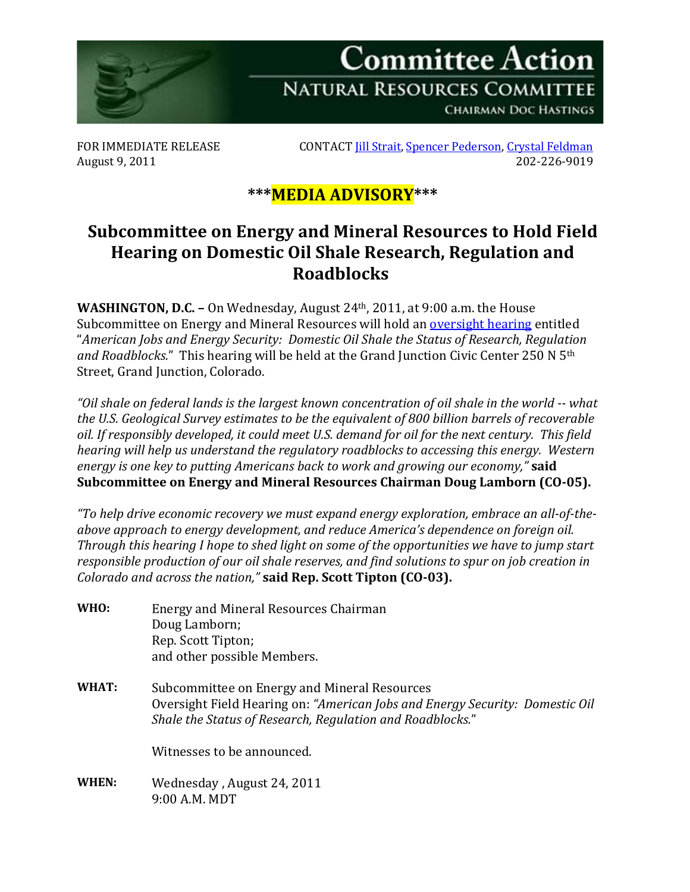# Committee Action

## NATURAL RESOURCES COMMITTEE

CHAIRMAN DOC HASTINGS

FOR IMMEDIATE RELEASE
August 9, 2011

CONTACT Jill Strait, Spencer Pederson, Crystal Feldman
202-226-9019

**\*\*\*MEDIA ADVISORY\*\*\***

## Subcommittee on Energy and Mineral Resources to Hold Field Hearing on Domestic Oil Shale Research, Regulation and Roadblocks

**WASHINGTON, D.C. –** On Wednesday, August 24th, 2011, at 9:00 a.m. the House Subcommittee on Energy and Mineral Resources will hold an oversight hearing entitled "*American Jobs and Energy Security: Domestic Oil Shale the Status of Research, Regulation and Roadblocks.*" This hearing will be held at the Grand Junction Civic Center 250 N 5th Street, Grand Junction, Colorado.

*"Oil shale on federal lands is the largest known concentration of oil shale in the world -- what the U.S. Geological Survey estimates to be the equivalent of 800 billion barrels of recoverable oil. If responsibly developed, it could meet U.S. demand for oil for the next century. This field hearing will help us understand the regulatory roadblocks to accessing this energy. Western energy is one key to putting Americans back to work and growing our economy,"* **said Subcommittee on Energy and Mineral Resources Chairman Doug Lamborn (CO-05).**

*"To help drive economic recovery we must expand energy exploration, embrace an all-of-the-above approach to energy development, and reduce America's dependence on foreign oil. Through this hearing I hope to shed light on some of the opportunities we have to jump start responsible production of our oil shale reserves, and find solutions to spur on job creation in Colorado and across the nation,"* **said Rep. Scott Tipton (CO-03).**

**WHO:** Energy and Mineral Resources Chairman Doug Lamborn;
Rep. Scott Tipton;
and other possible Members.

**WHAT:** Subcommittee on Energy and Mineral Resources
Oversight Field Hearing on: *"American Jobs and Energy Security: Domestic Oil Shale the Status of Research, Regulation and Roadblocks."*

Witnesses to be announced.

**WHEN:** Wednesday , August 24, 2011
9:00 A.M. MDT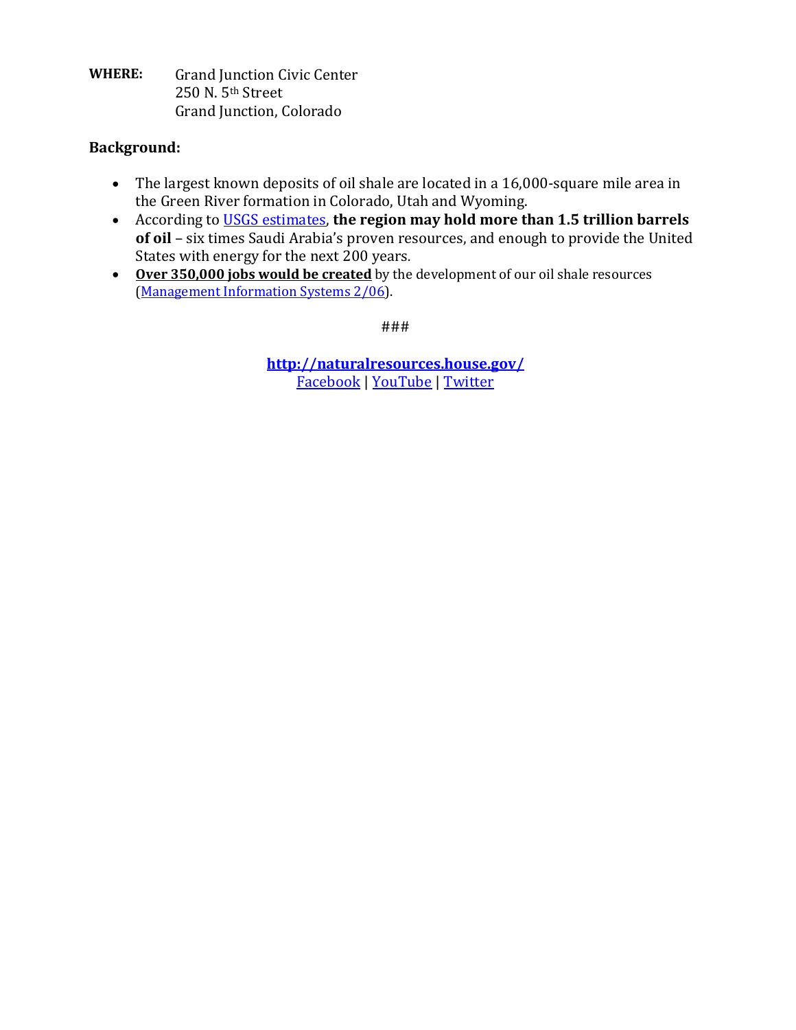**WHERE:** Grand Junction Civic Center
250 N. 5th Street
Grand Junction, Colorado

**Background:**

- The largest known deposits of oil shale are located in a 16,000-square mile area in the Green River formation in Colorado, Utah and Wyoming.
- According to USGS estimates, **the region may hold more than 1.5 trillion barrels of oil** – six times Saudi Arabia's proven resources, and enough to provide the United States with energy for the next 200 years.
- **Over 350,000 jobs would be created** by the development of our oil shale resources (Management Information Systems 2/06).

###

**http://naturalresources.house.gov/**
Facebook | YouTube | Twitter